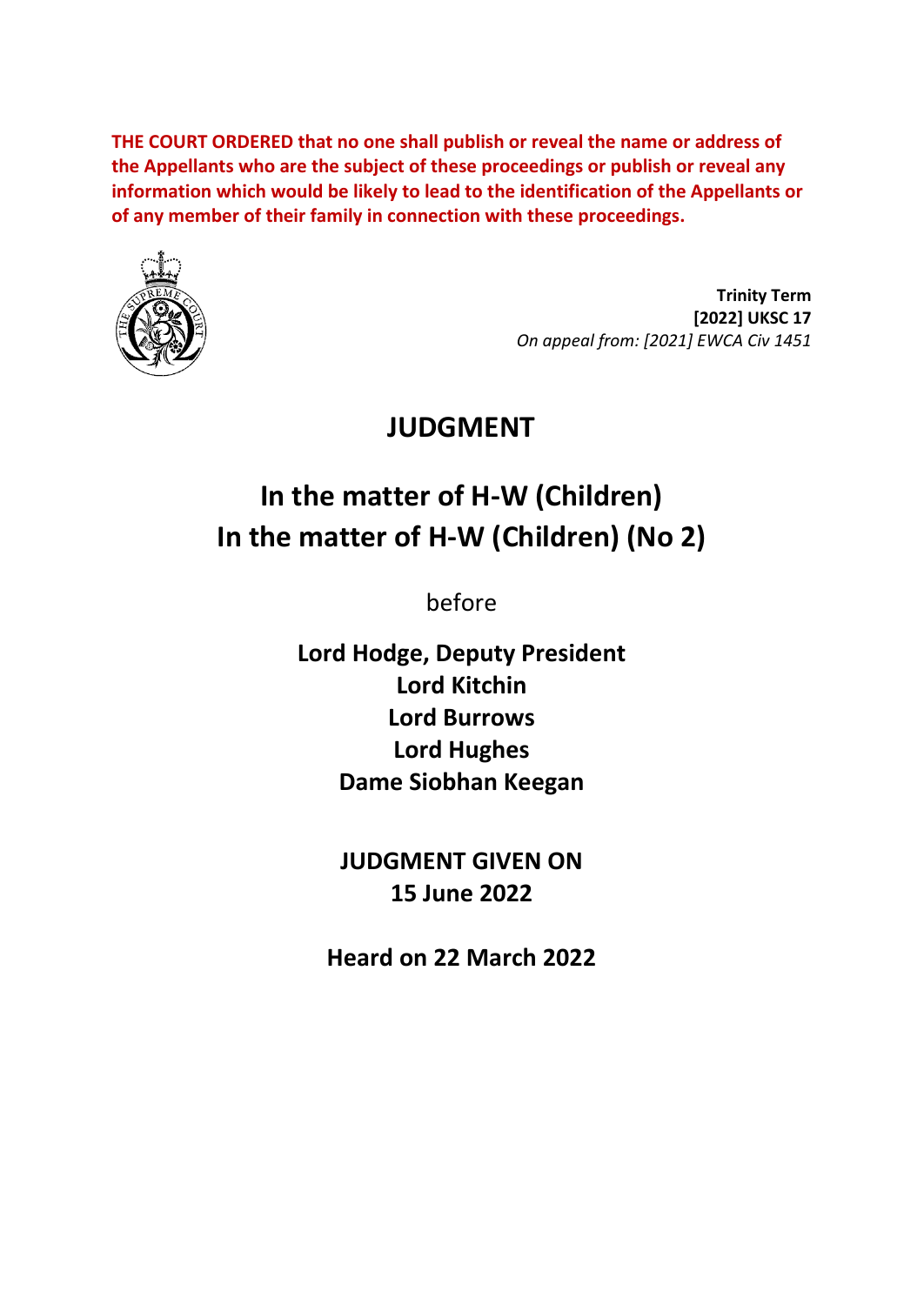**THE COURT ORDERED that no one shall publish or reveal the name or address of the Appellants who are the subject of these proceedings or publish or reveal any information which would be likely to lead to the identification of the Appellants or of any member of their family in connection with these proceedings.**

**Trinity Term**
**[2022] UKSC 17**
*On appeal from: [2021] EWCA Civ 1451*

# JUDGMENT

## In the matter of H-W (Children)
## In the matter of H-W (Children) (No 2)

before

**Lord Hodge, Deputy President**
**Lord Kitchin**
**Lord Burrows**
**Lord Hughes**
**Dame Siobhan Keegan**

**JUDGMENT GIVEN ON**
**15 June 2022**

**Heard on 22 March 2022**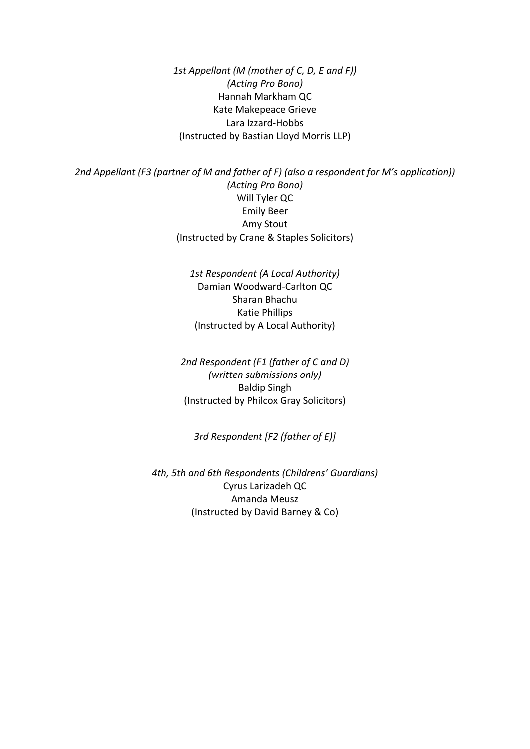*1st Appellant (M (mother of C, D, E and F))*
*(Acting Pro Bono)*
Hannah Markham QC
Kate Makepeace Grieve
Lara Izzard-Hobbs
(Instructed by Bastian Lloyd Morris LLP)

*2nd Appellant (F3 (partner of M and father of F) (also a respondent for M's application))*
*(Acting Pro Bono)*
Will Tyler QC
Emily Beer
Amy Stout
(Instructed by Crane & Staples Solicitors)

*1st Respondent (A Local Authority)*
Damian Woodward-Carlton QC
Sharan Bhachu
Katie Phillips
(Instructed by A Local Authority)

*2nd Respondent (F1 (father of C and D)*
*(written submissions only)*
Baldip Singh
(Instructed by Philcox Gray Solicitors)

*3rd Respondent [F2 (father of E)]*

*4th, 5th and 6th Respondents (Childrens' Guardians)*
Cyrus Larizadeh QC
Amanda Meusz
(Instructed by David Barney & Co)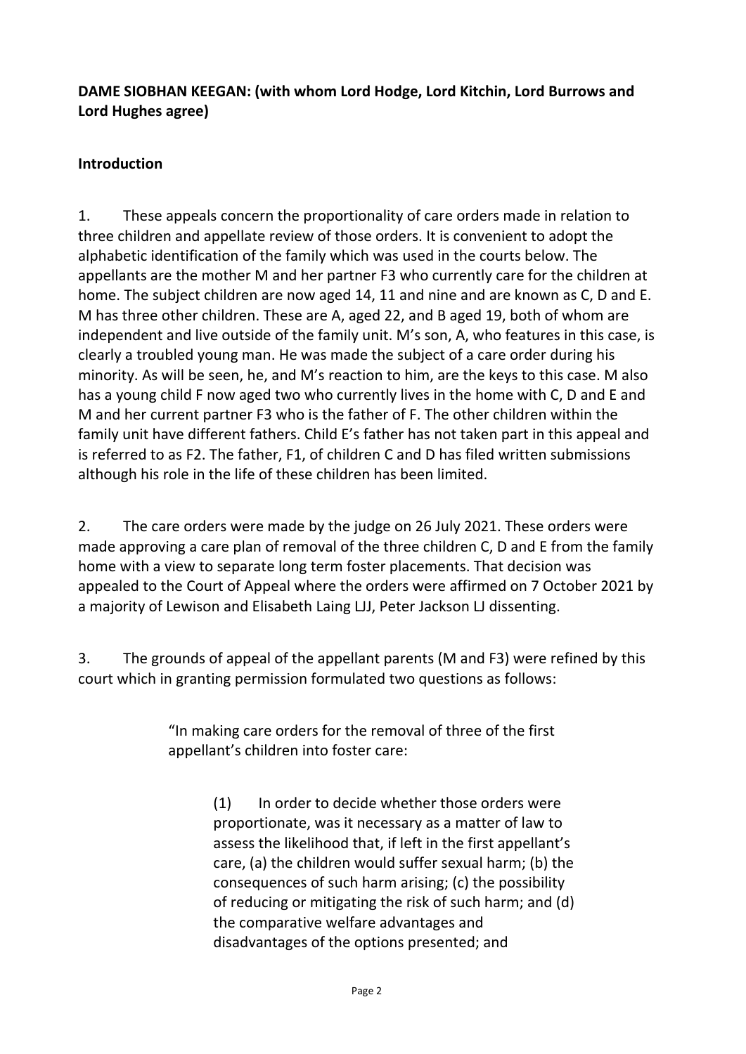**DAME SIOBHAN KEEGAN: (with whom Lord Hodge, Lord Kitchin, Lord Burrows and Lord Hughes agree)**

## Introduction

1. These appeals concern the proportionality of care orders made in relation to three children and appellate review of those orders. It is convenient to adopt the alphabetic identification of the family which was used in the courts below. The appellants are the mother M and her partner F3 who currently care for the children at home. The subject children are now aged 14, 11 and nine and are known as C, D and E. M has three other children. These are A, aged 22, and B aged 19, both of whom are independent and live outside of the family unit. M's son, A, who features in this case, is clearly a troubled young man. He was made the subject of a care order during his minority. As will be seen, he, and M's reaction to him, are the keys to this case. M also has a young child F now aged two who currently lives in the home with C, D and E and M and her current partner F3 who is the father of F. The other children within the family unit have different fathers. Child E's father has not taken part in this appeal and is referred to as F2. The father, F1, of children C and D has filed written submissions although his role in the life of these children has been limited.

2. The care orders were made by the judge on 26 July 2021. These orders were made approving a care plan of removal of the three children C, D and E from the family home with a view to separate long term foster placements. That decision was appealed to the Court of Appeal where the orders were affirmed on 7 October 2021 by a majority of Lewison and Elisabeth Laing LJJ, Peter Jackson LJ dissenting.

3. The grounds of appeal of the appellant parents (M and F3) were refined by this court which in granting permission formulated two questions as follows:

> "In making care orders for the removal of three of the first appellant's children into foster care:
>
> > (1) In order to decide whether those orders were proportionate, was it necessary as a matter of law to assess the likelihood that, if left in the first appellant's care, (a) the children would suffer sexual harm; (b) the consequences of such harm arising; (c) the possibility of reducing or mitigating the risk of such harm; and (d) the comparative welfare advantages and disadvantages of the options presented; and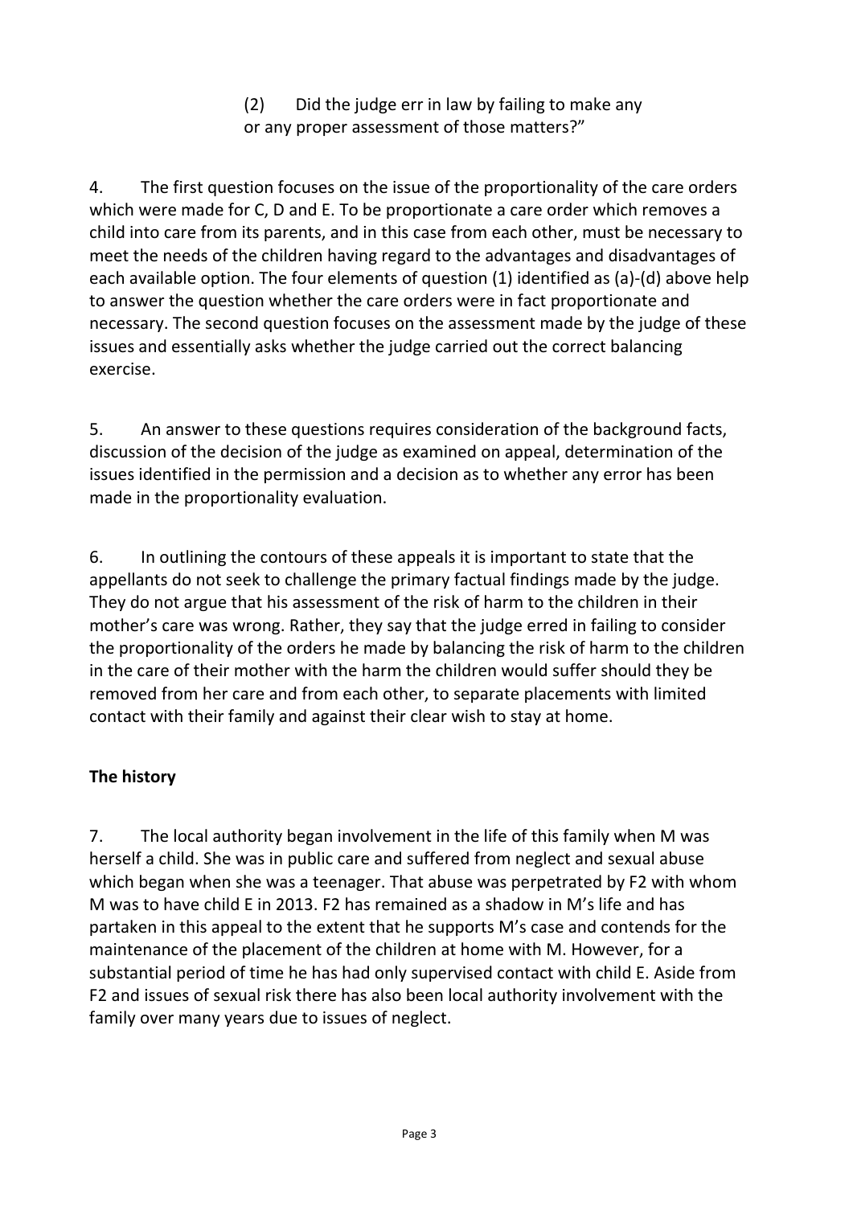(2) Did the judge err in law by failing to make any or any proper assessment of those matters?”

4. The first question focuses on the issue of the proportionality of the care orders which were made for C, D and E. To be proportionate a care order which removes a child into care from its parents, and in this case from each other, must be necessary to meet the needs of the children having regard to the advantages and disadvantages of each available option. The four elements of question (1) identified as (a)-(d) above help to answer the question whether the care orders were in fact proportionate and necessary. The second question focuses on the assessment made by the judge of these issues and essentially asks whether the judge carried out the correct balancing exercise.

5. An answer to these questions requires consideration of the background facts, discussion of the decision of the judge as examined on appeal, determination of the issues identified in the permission and a decision as to whether any error has been made in the proportionality evaluation.

6. In outlining the contours of these appeals it is important to state that the appellants do not seek to challenge the primary factual findings made by the judge. They do not argue that his assessment of the risk of harm to the children in their mother’s care was wrong. Rather, they say that the judge erred in failing to consider the proportionality of the orders he made by balancing the risk of harm to the children in the care of their mother with the harm the children would suffer should they be removed from her care and from each other, to separate placements with limited contact with their family and against their clear wish to stay at home.

## The history

7. The local authority began involvement in the life of this family when M was herself a child. She was in public care and suffered from neglect and sexual abuse which began when she was a teenager. That abuse was perpetrated by F2 with whom M was to have child E in 2013. F2 has remained as a shadow in M’s life and has partaken in this appeal to the extent that he supports M’s case and contends for the maintenance of the placement of the children at home with M. However, for a substantial period of time he has had only supervised contact with child E. Aside from F2 and issues of sexual risk there has also been local authority involvement with the family over many years due to issues of neglect.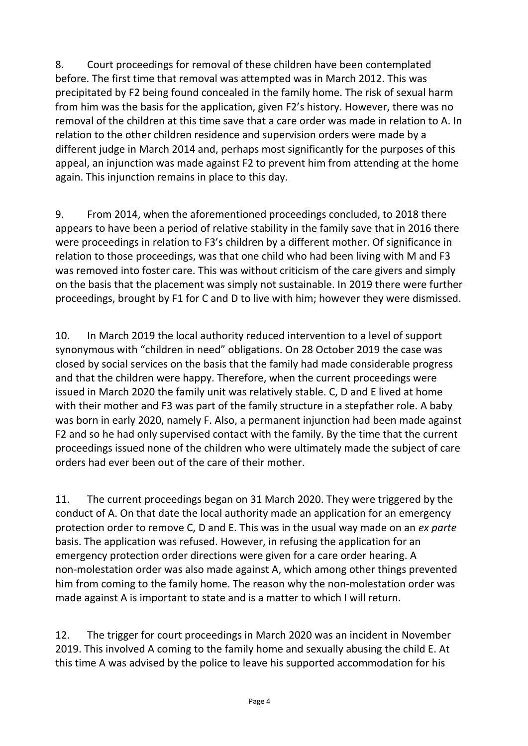8. Court proceedings for removal of these children have been contemplated before. The first time that removal was attempted was in March 2012. This was precipitated by F2 being found concealed in the family home. The risk of sexual harm from him was the basis for the application, given F2's history. However, there was no removal of the children at this time save that a care order was made in relation to A. In relation to the other children residence and supervision orders were made by a different judge in March 2014 and, perhaps most significantly for the purposes of this appeal, an injunction was made against F2 to prevent him from attending at the home again. This injunction remains in place to this day.

9. From 2014, when the aforementioned proceedings concluded, to 2018 there appears to have been a period of relative stability in the family save that in 2016 there were proceedings in relation to F3's children by a different mother. Of significance in relation to those proceedings, was that one child who had been living with M and F3 was removed into foster care. This was without criticism of the care givers and simply on the basis that the placement was simply not sustainable. In 2019 there were further proceedings, brought by F1 for C and D to live with him; however they were dismissed.

10. In March 2019 the local authority reduced intervention to a level of support synonymous with "children in need" obligations. On 28 October 2019 the case was closed by social services on the basis that the family had made considerable progress and that the children were happy. Therefore, when the current proceedings were issued in March 2020 the family unit was relatively stable. C, D and E lived at home with their mother and F3 was part of the family structure in a stepfather role. A baby was born in early 2020, namely F. Also, a permanent injunction had been made against F2 and so he had only supervised contact with the family. By the time that the current proceedings issued none of the children who were ultimately made the subject of care orders had ever been out of the care of their mother.

11. The current proceedings began on 31 March 2020. They were triggered by the conduct of A. On that date the local authority made an application for an emergency protection order to remove C, D and E. This was in the usual way made on an *ex parte* basis. The application was refused. However, in refusing the application for an emergency protection order directions were given for a care order hearing. A non-molestation order was also made against A, which among other things prevented him from coming to the family home. The reason why the non-molestation order was made against A is important to state and is a matter to which I will return.

12. The trigger for court proceedings in March 2020 was an incident in November 2019. This involved A coming to the family home and sexually abusing the child E. At this time A was advised by the police to leave his supported accommodation for his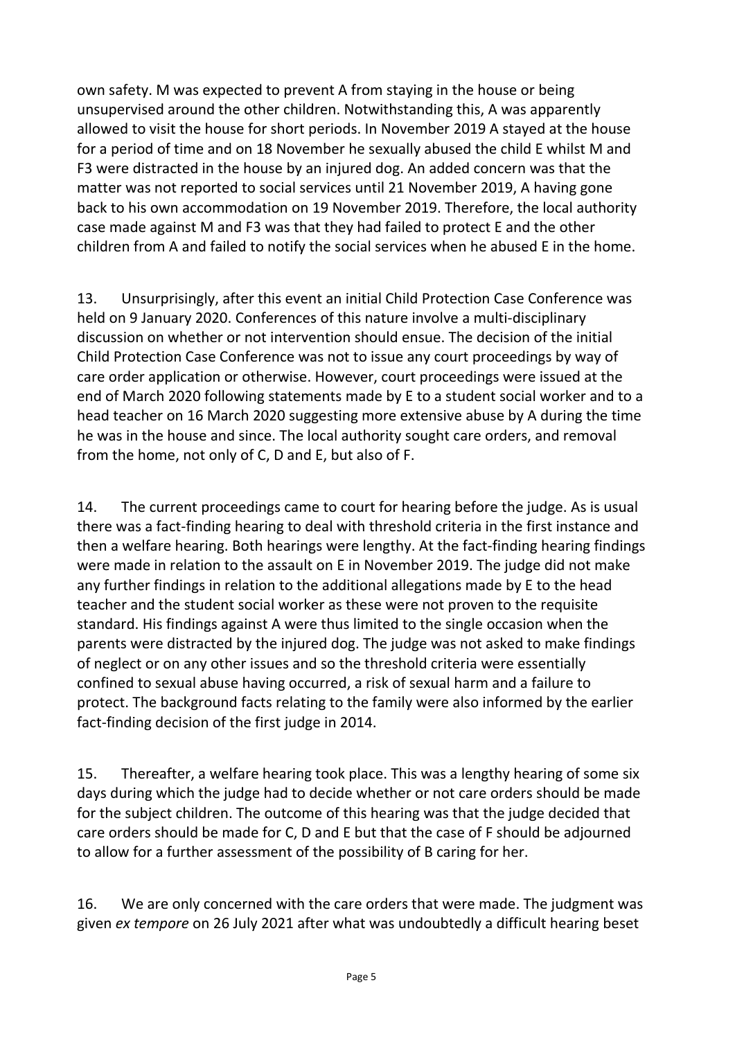own safety. M was expected to prevent A from staying in the house or being unsupervised around the other children. Notwithstanding this, A was apparently allowed to visit the house for short periods. In November 2019 A stayed at the house for a period of time and on 18 November he sexually abused the child E whilst M and F3 were distracted in the house by an injured dog. An added concern was that the matter was not reported to social services until 21 November 2019, A having gone back to his own accommodation on 19 November 2019. Therefore, the local authority case made against M and F3 was that they had failed to protect E and the other children from A and failed to notify the social services when he abused E in the home.

13. Unsurprisingly, after this event an initial Child Protection Case Conference was held on 9 January 2020. Conferences of this nature involve a multi-disciplinary discussion on whether or not intervention should ensue. The decision of the initial Child Protection Case Conference was not to issue any court proceedings by way of care order application or otherwise. However, court proceedings were issued at the end of March 2020 following statements made by E to a student social worker and to a head teacher on 16 March 2020 suggesting more extensive abuse by A during the time he was in the house and since. The local authority sought care orders, and removal from the home, not only of C, D and E, but also of F.

14. The current proceedings came to court for hearing before the judge. As is usual there was a fact-finding hearing to deal with threshold criteria in the first instance and then a welfare hearing. Both hearings were lengthy. At the fact-finding hearing findings were made in relation to the assault on E in November 2019. The judge did not make any further findings in relation to the additional allegations made by E to the head teacher and the student social worker as these were not proven to the requisite standard. His findings against A were thus limited to the single occasion when the parents were distracted by the injured dog. The judge was not asked to make findings of neglect or on any other issues and so the threshold criteria were essentially confined to sexual abuse having occurred, a risk of sexual harm and a failure to protect. The background facts relating to the family were also informed by the earlier fact-finding decision of the first judge in 2014.

15. Thereafter, a welfare hearing took place. This was a lengthy hearing of some six days during which the judge had to decide whether or not care orders should be made for the subject children. The outcome of this hearing was that the judge decided that care orders should be made for C, D and E but that the case of F should be adjourned to allow for a further assessment of the possibility of B caring for her.

16. We are only concerned with the care orders that were made. The judgment was given *ex tempore* on 26 July 2021 after what was undoubtedly a difficult hearing beset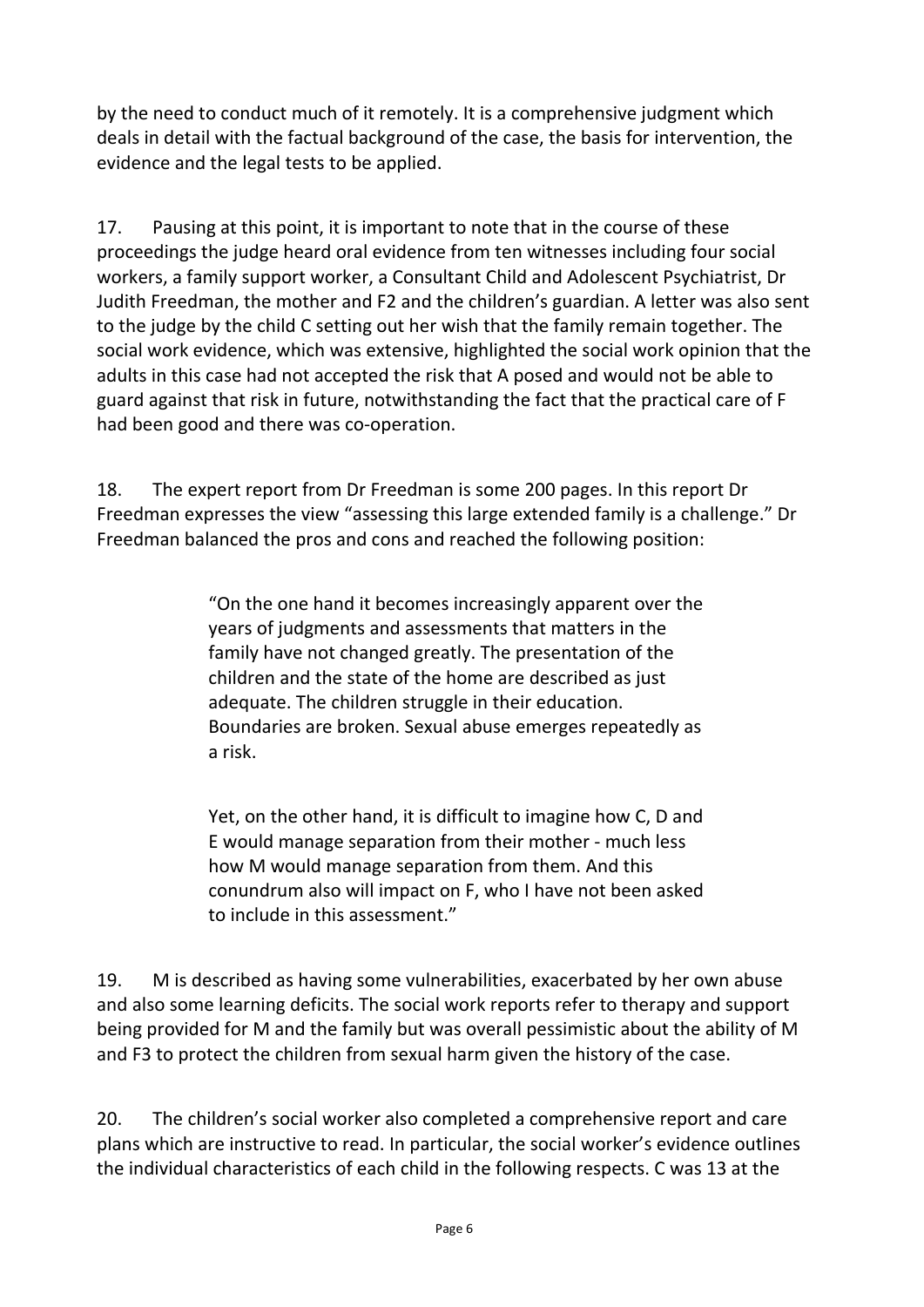by the need to conduct much of it remotely. It is a comprehensive judgment which deals in detail with the factual background of the case, the basis for intervention, the evidence and the legal tests to be applied.

17. Pausing at this point, it is important to note that in the course of these proceedings the judge heard oral evidence from ten witnesses including four social workers, a family support worker, a Consultant Child and Adolescent Psychiatrist, Dr Judith Freedman, the mother and F2 and the children's guardian. A letter was also sent to the judge by the child C setting out her wish that the family remain together. The social work evidence, which was extensive, highlighted the social work opinion that the adults in this case had not accepted the risk that A posed and would not be able to guard against that risk in future, notwithstanding the fact that the practical care of F had been good and there was co-operation.

18. The expert report from Dr Freedman is some 200 pages. In this report Dr Freedman expresses the view "assessing this large extended family is a challenge." Dr Freedman balanced the pros and cons and reached the following position:

> "On the one hand it becomes increasingly apparent over the years of judgments and assessments that matters in the family have not changed greatly. The presentation of the children and the state of the home are described as just adequate. The children struggle in their education. Boundaries are broken. Sexual abuse emerges repeatedly as a risk.
>
> Yet, on the other hand, it is difficult to imagine how C, D and E would manage separation from their mother - much less how M would manage separation from them. And this conundrum also will impact on F, who I have not been asked to include in this assessment."

19. M is described as having some vulnerabilities, exacerbated by her own abuse and also some learning deficits. The social work reports refer to therapy and support being provided for M and the family but was overall pessimistic about the ability of M and F3 to protect the children from sexual harm given the history of the case.

20. The children's social worker also completed a comprehensive report and care plans which are instructive to read. In particular, the social worker's evidence outlines the individual characteristics of each child in the following respects. C was 13 at the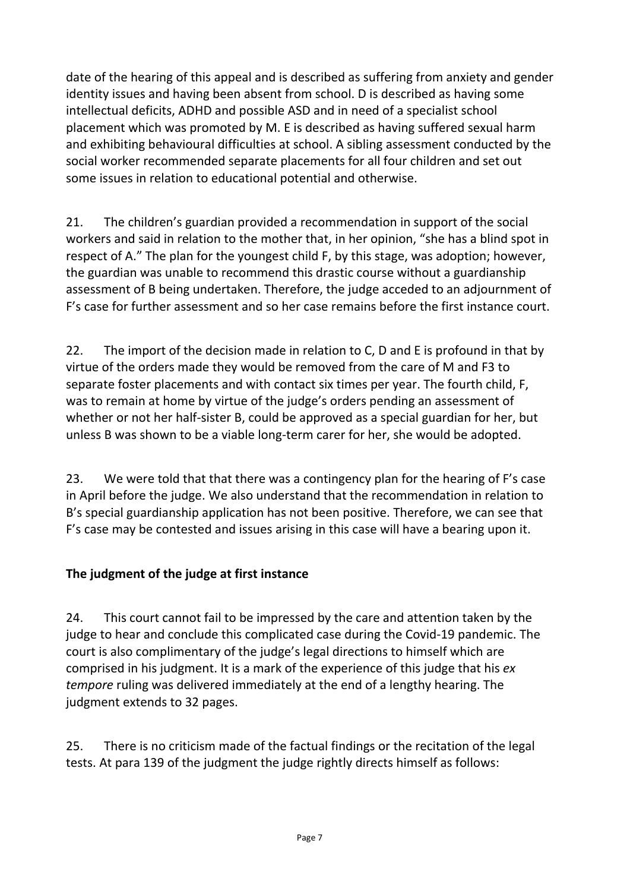date of the hearing of this appeal and is described as suffering from anxiety and gender identity issues and having been absent from school. D is described as having some intellectual deficits, ADHD and possible ASD and in need of a specialist school placement which was promoted by M. E is described as having suffered sexual harm and exhibiting behavioural difficulties at school. A sibling assessment conducted by the social worker recommended separate placements for all four children and set out some issues in relation to educational potential and otherwise.

21. The children's guardian provided a recommendation in support of the social workers and said in relation to the mother that, in her opinion, "she has a blind spot in respect of A." The plan for the youngest child F, by this stage, was adoption; however, the guardian was unable to recommend this drastic course without a guardianship assessment of B being undertaken. Therefore, the judge acceded to an adjournment of F's case for further assessment and so her case remains before the first instance court.

22. The import of the decision made in relation to C, D and E is profound in that by virtue of the orders made they would be removed from the care of M and F3 to separate foster placements and with contact six times per year. The fourth child, F, was to remain at home by virtue of the judge's orders pending an assessment of whether or not her half-sister B, could be approved as a special guardian for her, but unless B was shown to be a viable long-term carer for her, she would be adopted.

23. We were told that that there was a contingency plan for the hearing of F's case in April before the judge. We also understand that the recommendation in relation to B's special guardianship application has not been positive. Therefore, we can see that F's case may be contested and issues arising in this case will have a bearing upon it.

## The judgment of the judge at first instance

24. This court cannot fail to be impressed by the care and attention taken by the judge to hear and conclude this complicated case during the Covid-19 pandemic. The court is also complimentary of the judge's legal directions to himself which are comprised in his judgment. It is a mark of the experience of this judge that his *ex tempore* ruling was delivered immediately at the end of a lengthy hearing. The judgment extends to 32 pages.

25. There is no criticism made of the factual findings or the recitation of the legal tests. At para 139 of the judgment the judge rightly directs himself as follows: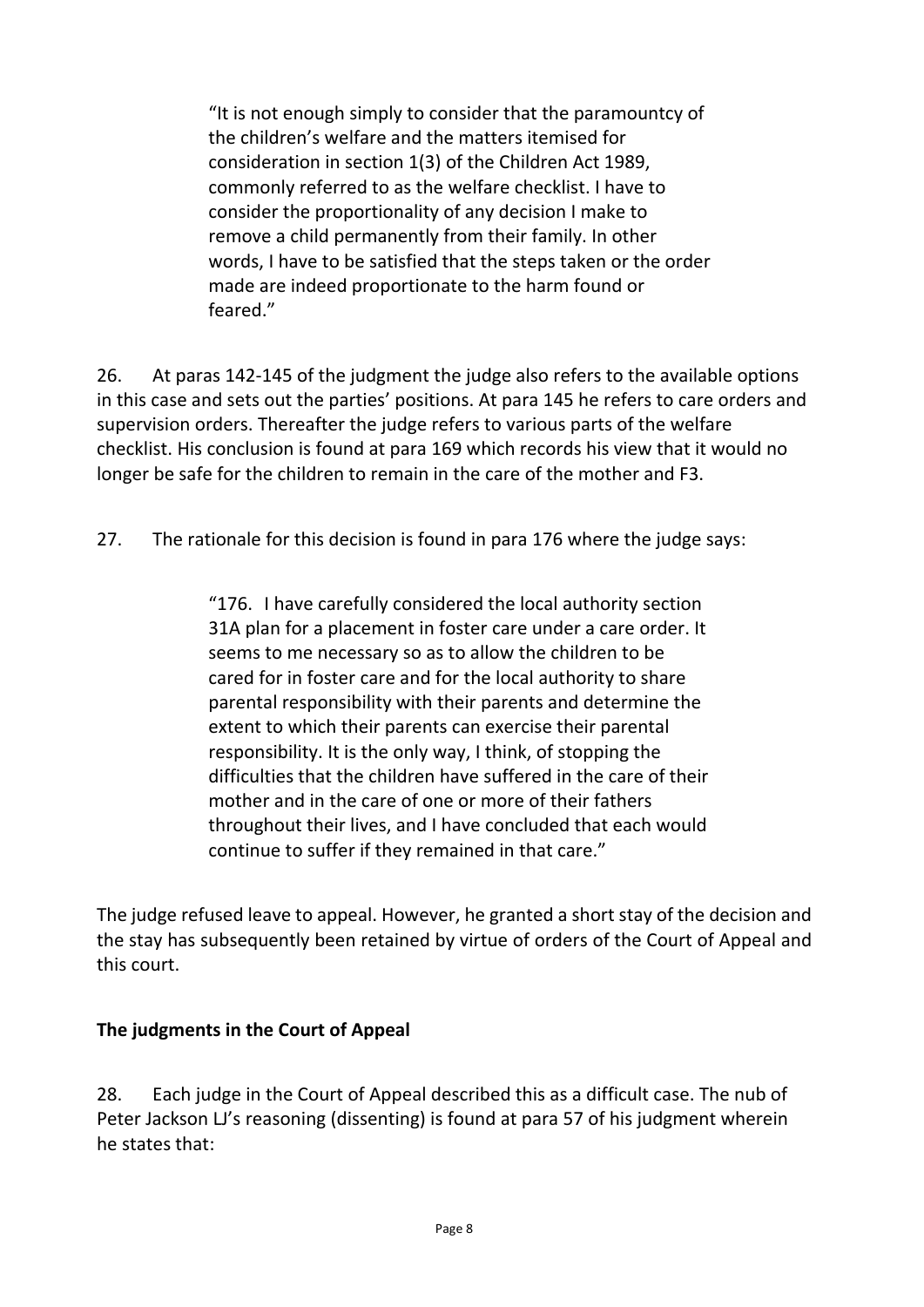> "It is not enough simply to consider that the paramountcy of the children's welfare and the matters itemised for consideration in section 1(3) of the Children Act 1989, commonly referred to as the welfare checklist. I have to consider the proportionality of any decision I make to remove a child permanently from their family. In other words, I have to be satisfied that the steps taken or the order made are indeed proportionate to the harm found or feared."

26. At paras 142-145 of the judgment the judge also refers to the available options in this case and sets out the parties' positions. At para 145 he refers to care orders and supervision orders. Thereafter the judge refers to various parts of the welfare checklist. His conclusion is found at para 169 which records his view that it would no longer be safe for the children to remain in the care of the mother and F3.

27. The rationale for this decision is found in para 176 where the judge says:

> "176. I have carefully considered the local authority section 31A plan for a placement in foster care under a care order. It seems to me necessary so as to allow the children to be cared for in foster care and for the local authority to share parental responsibility with their parents and determine the extent to which their parents can exercise their parental responsibility. It is the only way, I think, of stopping the difficulties that the children have suffered in the care of their mother and in the care of one or more of their fathers throughout their lives, and I have concluded that each would continue to suffer if they remained in that care."

The judge refused leave to appeal. However, he granted a short stay of the decision and the stay has subsequently been retained by virtue of orders of the Court of Appeal and this court.

## The judgments in the Court of Appeal

28. Each judge in the Court of Appeal described this as a difficult case. The nub of Peter Jackson LJ's reasoning (dissenting) is found at para 57 of his judgment wherein he states that: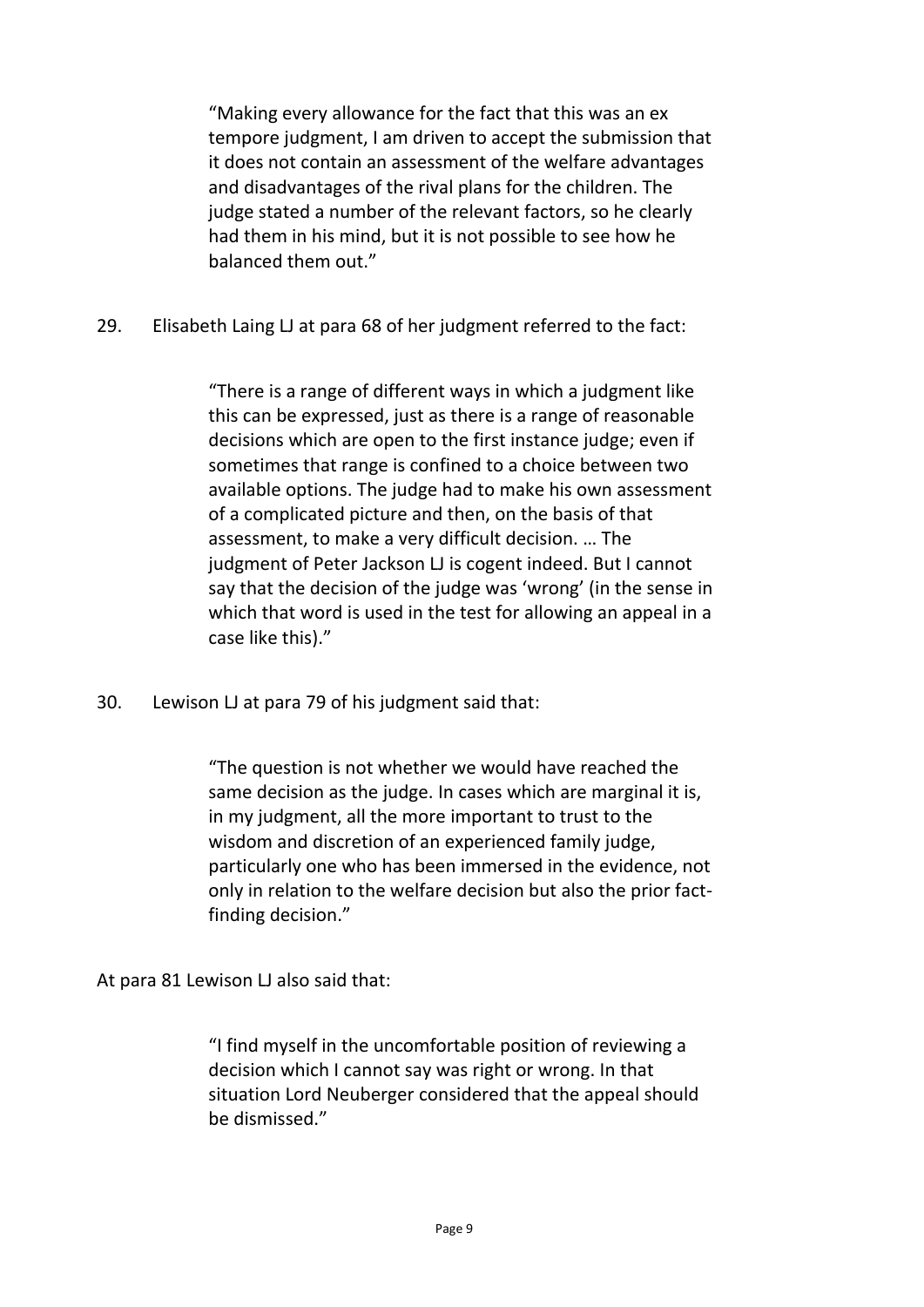> "Making every allowance for the fact that this was an ex tempore judgment, I am driven to accept the submission that it does not contain an assessment of the welfare advantages and disadvantages of the rival plans for the children. The judge stated a number of the relevant factors, so he clearly had them in his mind, but it is not possible to see how he balanced them out."

29. Elisabeth Laing LJ at para 68 of her judgment referred to the fact:

> "There is a range of different ways in which a judgment like this can be expressed, just as there is a range of reasonable decisions which are open to the first instance judge; even if sometimes that range is confined to a choice between two available options. The judge had to make his own assessment of a complicated picture and then, on the basis of that assessment, to make a very difficult decision. … The judgment of Peter Jackson LJ is cogent indeed. But I cannot say that the decision of the judge was 'wrong' (in the sense in which that word is used in the test for allowing an appeal in a case like this)."

30. Lewison LJ at para 79 of his judgment said that:

> "The question is not whether we would have reached the same decision as the judge. In cases which are marginal it is, in my judgment, all the more important to trust to the wisdom and discretion of an experienced family judge, particularly one who has been immersed in the evidence, not only in relation to the welfare decision but also the prior fact-finding decision."

At para 81 Lewison LJ also said that:

> "I find myself in the uncomfortable position of reviewing a decision which I cannot say was right or wrong. In that situation Lord Neuberger considered that the appeal should be dismissed."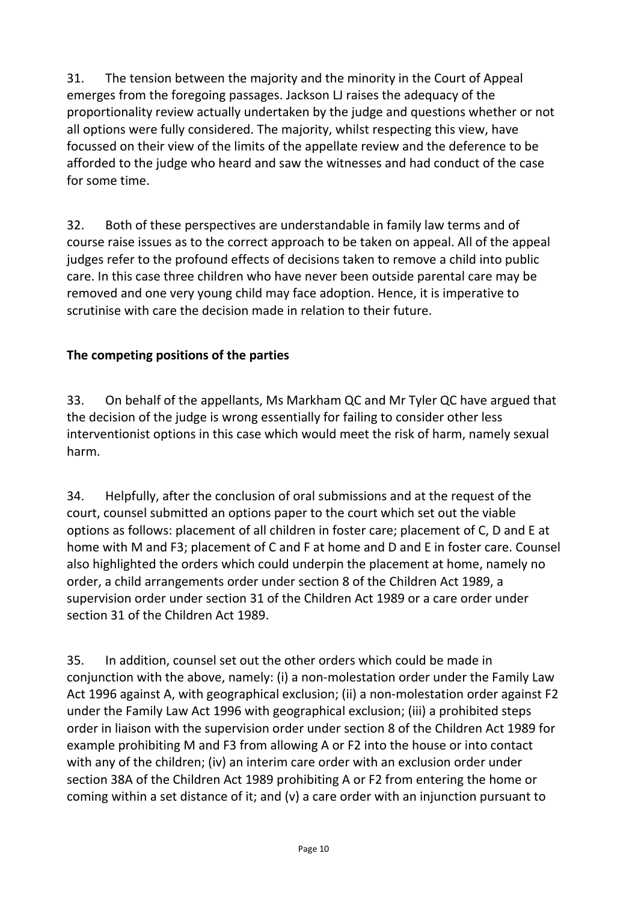31. The tension between the majority and the minority in the Court of Appeal emerges from the foregoing passages. Jackson LJ raises the adequacy of the proportionality review actually undertaken by the judge and questions whether or not all options were fully considered. The majority, whilst respecting this view, have focussed on their view of the limits of the appellate review and the deference to be afforded to the judge who heard and saw the witnesses and had conduct of the case for some time.

32. Both of these perspectives are understandable in family law terms and of course raise issues as to the correct approach to be taken on appeal. All of the appeal judges refer to the profound effects of decisions taken to remove a child into public care. In this case three children who have never been outside parental care may be removed and one very young child may face adoption. Hence, it is imperative to scrutinise with care the decision made in relation to their future.

## The competing positions of the parties

33. On behalf of the appellants, Ms Markham QC and Mr Tyler QC have argued that the decision of the judge is wrong essentially for failing to consider other less interventionist options in this case which would meet the risk of harm, namely sexual harm.

34. Helpfully, after the conclusion of oral submissions and at the request of the court, counsel submitted an options paper to the court which set out the viable options as follows: placement of all children in foster care; placement of C, D and E at home with M and F3; placement of C and F at home and D and E in foster care. Counsel also highlighted the orders which could underpin the placement at home, namely no order, a child arrangements order under section 8 of the Children Act 1989, a supervision order under section 31 of the Children Act 1989 or a care order under section 31 of the Children Act 1989.

35. In addition, counsel set out the other orders which could be made in conjunction with the above, namely: (i) a non-molestation order under the Family Law Act 1996 against A, with geographical exclusion; (ii) a non-molestation order against F2 under the Family Law Act 1996 with geographical exclusion; (iii) a prohibited steps order in liaison with the supervision order under section 8 of the Children Act 1989 for example prohibiting M and F3 from allowing A or F2 into the house or into contact with any of the children; (iv) an interim care order with an exclusion order under section 38A of the Children Act 1989 prohibiting A or F2 from entering the home or coming within a set distance of it; and (v) a care order with an injunction pursuant to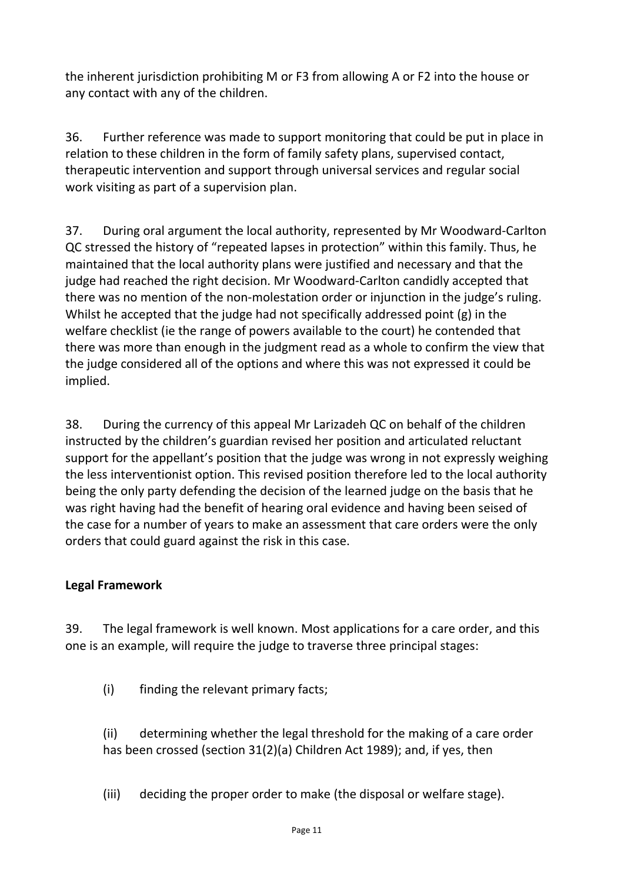the inherent jurisdiction prohibiting M or F3 from allowing A or F2 into the house or any contact with any of the children.

36. Further reference was made to support monitoring that could be put in place in relation to these children in the form of family safety plans, supervised contact, therapeutic intervention and support through universal services and regular social work visiting as part of a supervision plan.

37. During oral argument the local authority, represented by Mr Woodward-Carlton QC stressed the history of "repeated lapses in protection" within this family. Thus, he maintained that the local authority plans were justified and necessary and that the judge had reached the right decision. Mr Woodward-Carlton candidly accepted that there was no mention of the non-molestation order or injunction in the judge's ruling. Whilst he accepted that the judge had not specifically addressed point (g) in the welfare checklist (ie the range of powers available to the court) he contended that there was more than enough in the judgment read as a whole to confirm the view that the judge considered all of the options and where this was not expressed it could be implied.

38. During the currency of this appeal Mr Larizadeh QC on behalf of the children instructed by the children's guardian revised her position and articulated reluctant support for the appellant's position that the judge was wrong in not expressly weighing the less interventionist option. This revised position therefore led to the local authority being the only party defending the decision of the learned judge on the basis that he was right having had the benefit of hearing oral evidence and having been seised of the case for a number of years to make an assessment that care orders were the only orders that could guard against the risk in this case.

**Legal Framework**

39. The legal framework is well known. Most applications for a care order, and this one is an example, will require the judge to traverse three principal stages:

(i) finding the relevant primary facts;

(ii) determining whether the legal threshold for the making of a care order has been crossed (section 31(2)(a) Children Act 1989); and, if yes, then

(iii) deciding the proper order to make (the disposal or welfare stage).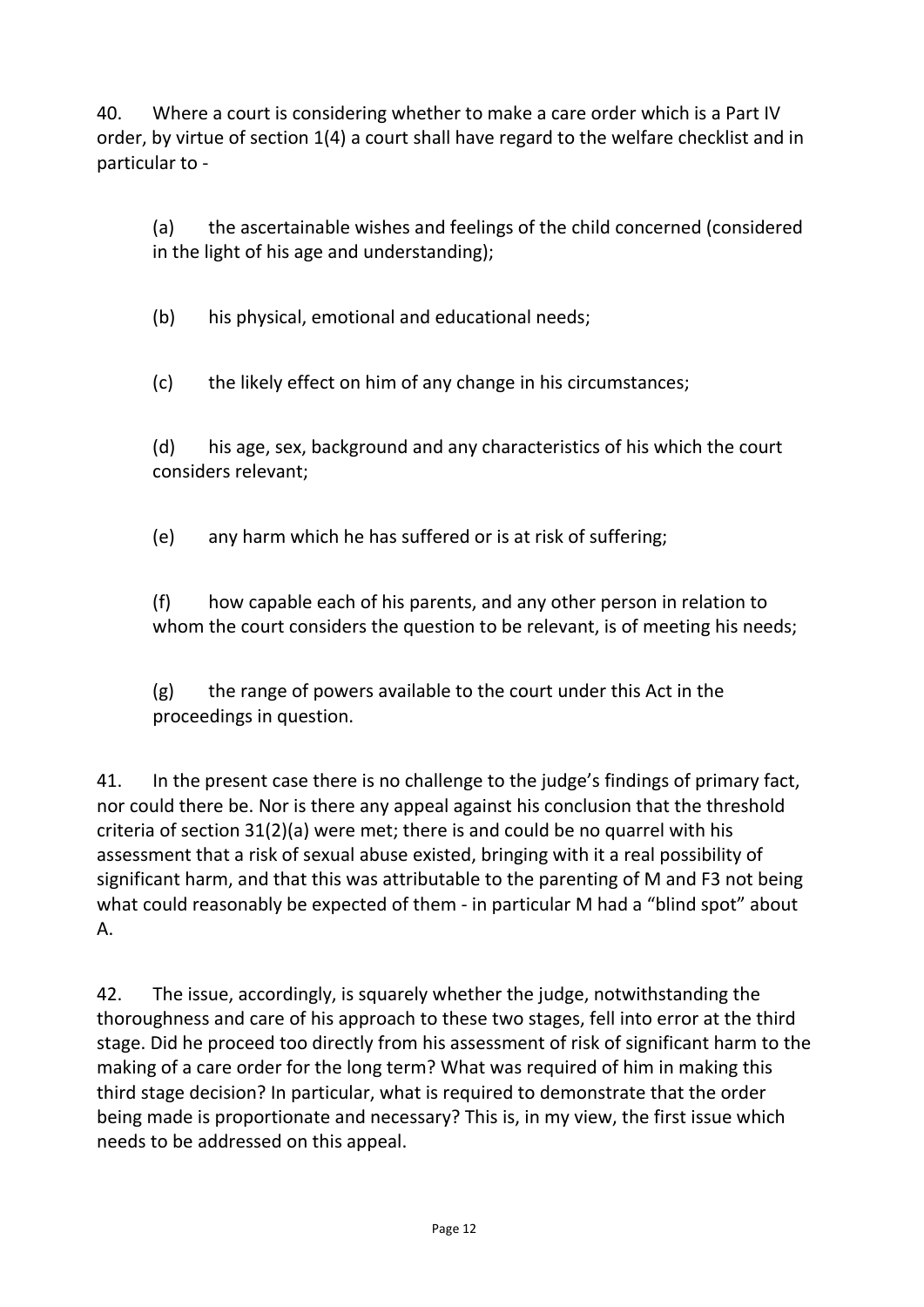40. Where a court is considering whether to make a care order which is a Part IV order, by virtue of section 1(4) a court shall have regard to the welfare checklist and in particular to -

> (a) the ascertainable wishes and feelings of the child concerned (considered in the light of his age and understanding);
>
> (b) his physical, emotional and educational needs;
>
> (c) the likely effect on him of any change in his circumstances;
>
> (d) his age, sex, background and any characteristics of his which the court considers relevant;
>
> (e) any harm which he has suffered or is at risk of suffering;
>
> (f) how capable each of his parents, and any other person in relation to whom the court considers the question to be relevant, is of meeting his needs;
>
> (g) the range of powers available to the court under this Act in the proceedings in question.

41. In the present case there is no challenge to the judge's findings of primary fact, nor could there be. Nor is there any appeal against his conclusion that the threshold criteria of section 31(2)(a) were met; there is and could be no quarrel with his assessment that a risk of sexual abuse existed, bringing with it a real possibility of significant harm, and that this was attributable to the parenting of M and F3 not being what could reasonably be expected of them - in particular M had a "blind spot" about A.

42. The issue, accordingly, is squarely whether the judge, notwithstanding the thoroughness and care of his approach to these two stages, fell into error at the third stage. Did he proceed too directly from his assessment of risk of significant harm to the making of a care order for the long term? What was required of him in making this third stage decision? In particular, what is required to demonstrate that the order being made is proportionate and necessary? This is, in my view, the first issue which needs to be addressed on this appeal.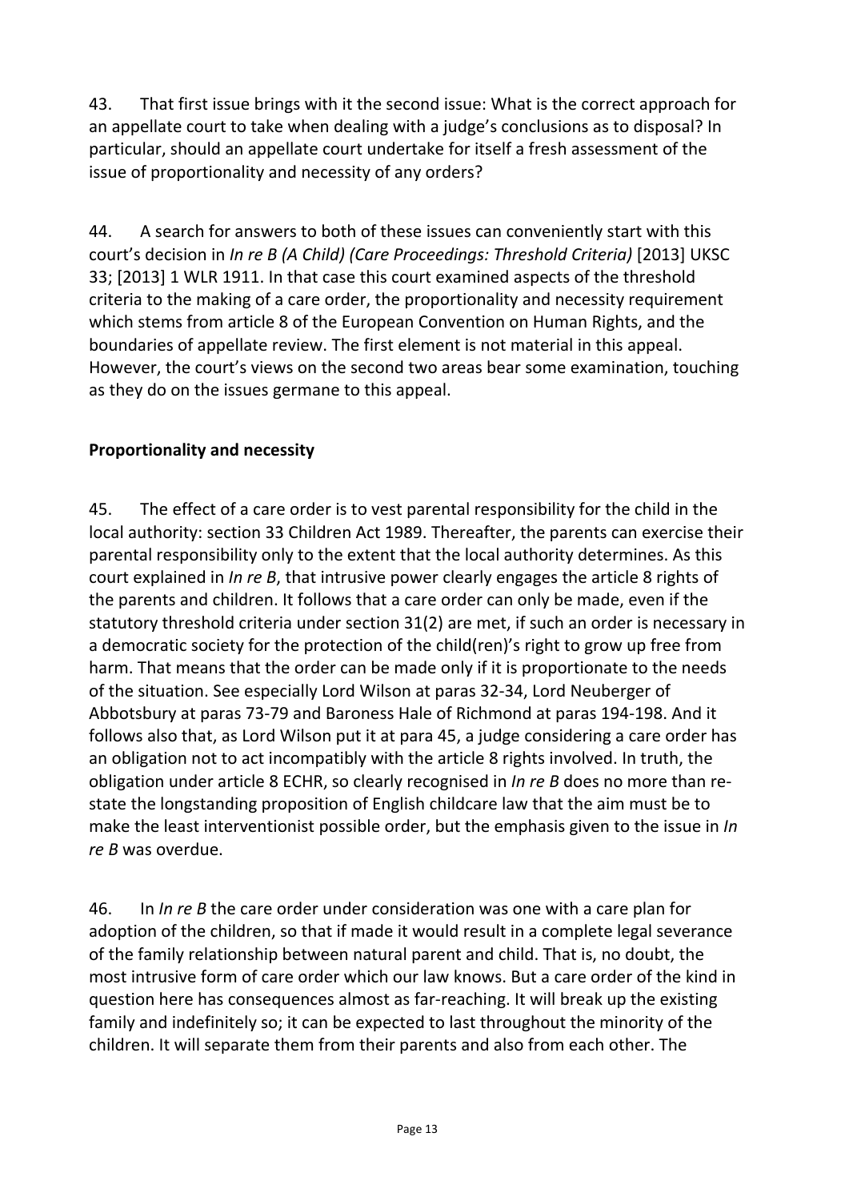43. That first issue brings with it the second issue: What is the correct approach for an appellate court to take when dealing with a judge's conclusions as to disposal? In particular, should an appellate court undertake for itself a fresh assessment of the issue of proportionality and necessity of any orders?

44. A search for answers to both of these issues can conveniently start with this court's decision in *In re B (A Child) (Care Proceedings: Threshold Criteria)* [2013] UKSC 33; [2013] 1 WLR 1911. In that case this court examined aspects of the threshold criteria to the making of a care order, the proportionality and necessity requirement which stems from article 8 of the European Convention on Human Rights, and the boundaries of appellate review. The first element is not material in this appeal. However, the court's views on the second two areas bear some examination, touching as they do on the issues germane to this appeal.

**Proportionality and necessity**

45. The effect of a care order is to vest parental responsibility for the child in the local authority: section 33 Children Act 1989. Thereafter, the parents can exercise their parental responsibility only to the extent that the local authority determines. As this court explained in *In re B*, that intrusive power clearly engages the article 8 rights of the parents and children. It follows that a care order can only be made, even if the statutory threshold criteria under section 31(2) are met, if such an order is necessary in a democratic society for the protection of the child(ren)'s right to grow up free from harm. That means that the order can be made only if it is proportionate to the needs of the situation. See especially Lord Wilson at paras 32-34, Lord Neuberger of Abbotsbury at paras 73-79 and Baroness Hale of Richmond at paras 194-198. And it follows also that, as Lord Wilson put it at para 45, a judge considering a care order has an obligation not to act incompatibly with the article 8 rights involved. In truth, the obligation under article 8 ECHR, so clearly recognised in *In re B* does no more than re-state the longstanding proposition of English childcare law that the aim must be to make the least interventionist possible order, but the emphasis given to the issue in *In re B* was overdue.

46. In *In re B* the care order under consideration was one with a care plan for adoption of the children, so that if made it would result in a complete legal severance of the family relationship between natural parent and child. That is, no doubt, the most intrusive form of care order which our law knows. But a care order of the kind in question here has consequences almost as far-reaching. It will break up the existing family and indefinitely so; it can be expected to last throughout the minority of the children. It will separate them from their parents and also from each other. The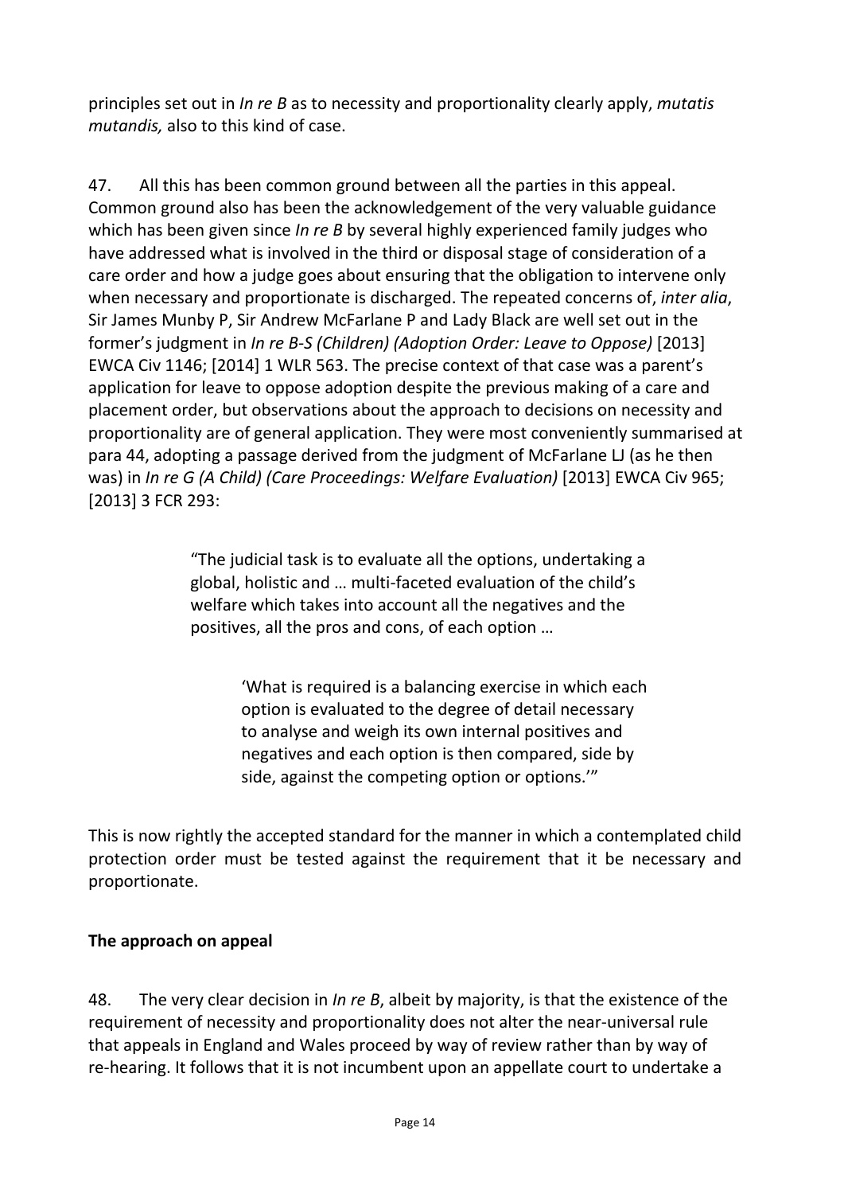principles set out in *In re B* as to necessity and proportionality clearly apply, *mutatis mutandis,* also to this kind of case.

47. All this has been common ground between all the parties in this appeal. Common ground also has been the acknowledgement of the very valuable guidance which has been given since *In re B* by several highly experienced family judges who have addressed what is involved in the third or disposal stage of consideration of a care order and how a judge goes about ensuring that the obligation to intervene only when necessary and proportionate is discharged. The repeated concerns of, *inter alia*, Sir James Munby P, Sir Andrew McFarlane P and Lady Black are well set out in the former's judgment in *In re B-S (Children) (Adoption Order: Leave to Oppose)* [2013] EWCA Civ 1146; [2014] 1 WLR 563. The precise context of that case was a parent's application for leave to oppose adoption despite the previous making of a care and placement order, but observations about the approach to decisions on necessity and proportionality are of general application. They were most conveniently summarised at para 44, adopting a passage derived from the judgment of McFarlane LJ (as he then was) in *In re G (A Child) (Care Proceedings: Welfare Evaluation)* [2013] EWCA Civ 965; [2013] 3 FCR 293:

> "The judicial task is to evaluate all the options, undertaking a global, holistic and … multi-faceted evaluation of the child's welfare which takes into account all the negatives and the positives, all the pros and cons, of each option …
>
> > 'What is required is a balancing exercise in which each option is evaluated to the degree of detail necessary to analyse and weigh its own internal positives and negatives and each option is then compared, side by side, against the competing option or options.'"

This is now rightly the accepted standard for the manner in which a contemplated child protection order must be tested against the requirement that it be necessary and proportionate.

**The approach on appeal**

48. The very clear decision in *In re B*, albeit by majority, is that the existence of the requirement of necessity and proportionality does not alter the near-universal rule that appeals in England and Wales proceed by way of review rather than by way of re-hearing. It follows that it is not incumbent upon an appellate court to undertake a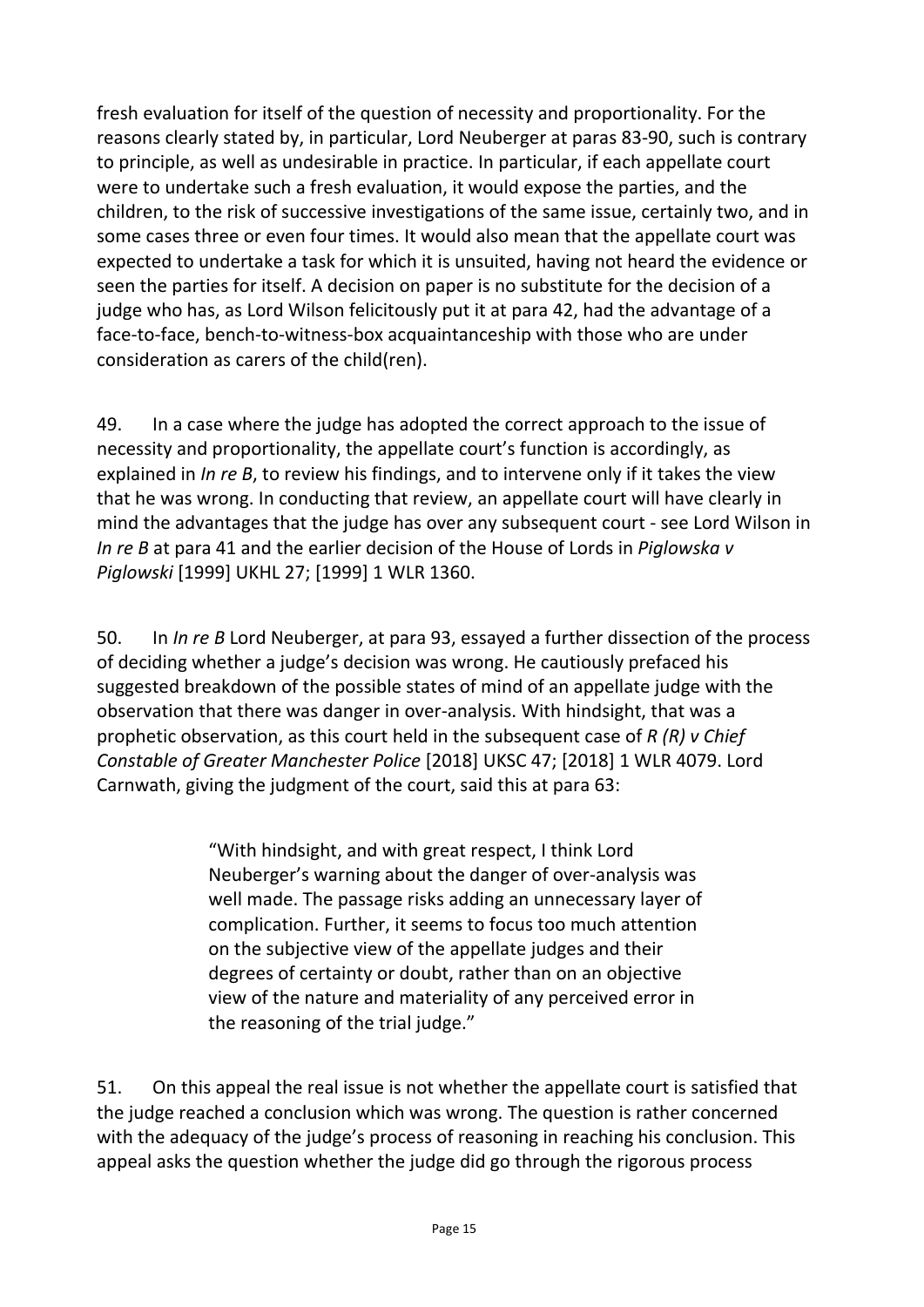fresh evaluation for itself of the question of necessity and proportionality. For the reasons clearly stated by, in particular, Lord Neuberger at paras 83-90, such is contrary to principle, as well as undesirable in practice. In particular, if each appellate court were to undertake such a fresh evaluation, it would expose the parties, and the children, to the risk of successive investigations of the same issue, certainly two, and in some cases three or even four times. It would also mean that the appellate court was expected to undertake a task for which it is unsuited, having not heard the evidence or seen the parties for itself. A decision on paper is no substitute for the decision of a judge who has, as Lord Wilson felicitously put it at para 42, had the advantage of a face-to-face, bench-to-witness-box acquaintanceship with those who are under consideration as carers of the child(ren).

49. In a case where the judge has adopted the correct approach to the issue of necessity and proportionality, the appellate court's function is accordingly, as explained in *In re B*, to review his findings, and to intervene only if it takes the view that he was wrong. In conducting that review, an appellate court will have clearly in mind the advantages that the judge has over any subsequent court - see Lord Wilson in *In re B* at para 41 and the earlier decision of the House of Lords in *Piglowska v Piglowski* [1999] UKHL 27; [1999] 1 WLR 1360.

50. In *In re B* Lord Neuberger, at para 93, essayed a further dissection of the process of deciding whether a judge's decision was wrong. He cautiously prefaced his suggested breakdown of the possible states of mind of an appellate judge with the observation that there was danger in over-analysis. With hindsight, that was a prophetic observation, as this court held in the subsequent case of *R (R) v Chief Constable of Greater Manchester Police* [2018] UKSC 47; [2018] 1 WLR 4079. Lord Carnwath, giving the judgment of the court, said this at para 63:

> "With hindsight, and with great respect, I think Lord Neuberger's warning about the danger of over-analysis was well made. The passage risks adding an unnecessary layer of complication. Further, it seems to focus too much attention on the subjective view of the appellate judges and their degrees of certainty or doubt, rather than on an objective view of the nature and materiality of any perceived error in the reasoning of the trial judge."

51. On this appeal the real issue is not whether the appellate court is satisfied that the judge reached a conclusion which was wrong. The question is rather concerned with the adequacy of the judge's process of reasoning in reaching his conclusion. This appeal asks the question whether the judge did go through the rigorous process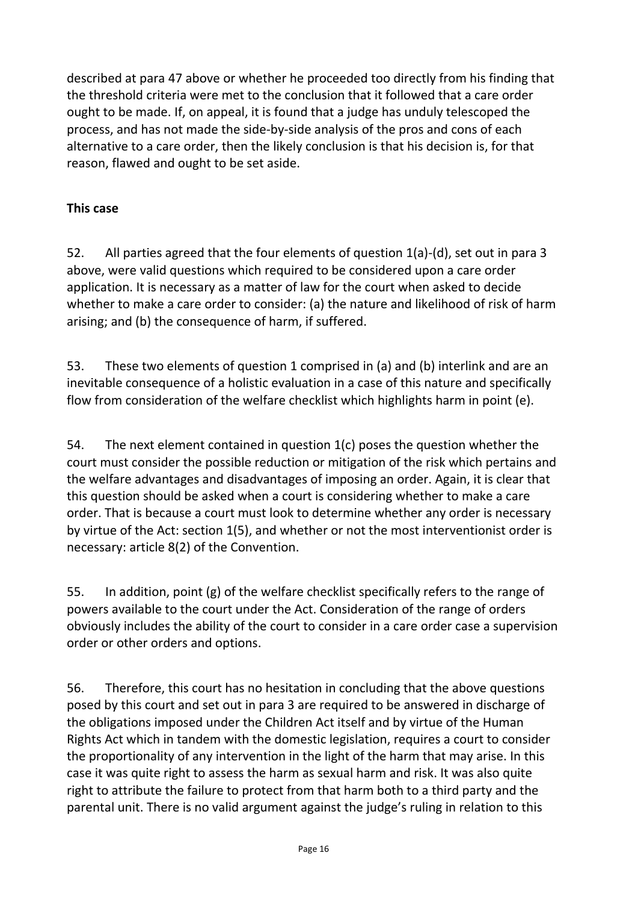described at para 47 above or whether he proceeded too directly from his finding that the threshold criteria were met to the conclusion that it followed that a care order ought to be made. If, on appeal, it is found that a judge has unduly telescoped the process, and has not made the side-by-side analysis of the pros and cons of each alternative to a care order, then the likely conclusion is that his decision is, for that reason, flawed and ought to be set aside.

**This case**

52. All parties agreed that the four elements of question 1(a)-(d), set out in para 3 above, were valid questions which required to be considered upon a care order application. It is necessary as a matter of law for the court when asked to decide whether to make a care order to consider: (a) the nature and likelihood of risk of harm arising; and (b) the consequence of harm, if suffered.

53. These two elements of question 1 comprised in (a) and (b) interlink and are an inevitable consequence of a holistic evaluation in a case of this nature and specifically flow from consideration of the welfare checklist which highlights harm in point (e).

54. The next element contained in question 1(c) poses the question whether the court must consider the possible reduction or mitigation of the risk which pertains and the welfare advantages and disadvantages of imposing an order. Again, it is clear that this question should be asked when a court is considering whether to make a care order. That is because a court must look to determine whether any order is necessary by virtue of the Act: section 1(5), and whether or not the most interventionist order is necessary: article 8(2) of the Convention.

55. In addition, point (g) of the welfare checklist specifically refers to the range of powers available to the court under the Act. Consideration of the range of orders obviously includes the ability of the court to consider in a care order case a supervision order or other orders and options.

56. Therefore, this court has no hesitation in concluding that the above questions posed by this court and set out in para 3 are required to be answered in discharge of the obligations imposed under the Children Act itself and by virtue of the Human Rights Act which in tandem with the domestic legislation, requires a court to consider the proportionality of any intervention in the light of the harm that may arise. In this case it was quite right to assess the harm as sexual harm and risk. It was also quite right to attribute the failure to protect from that harm both to a third party and the parental unit. There is no valid argument against the judge's ruling in relation to this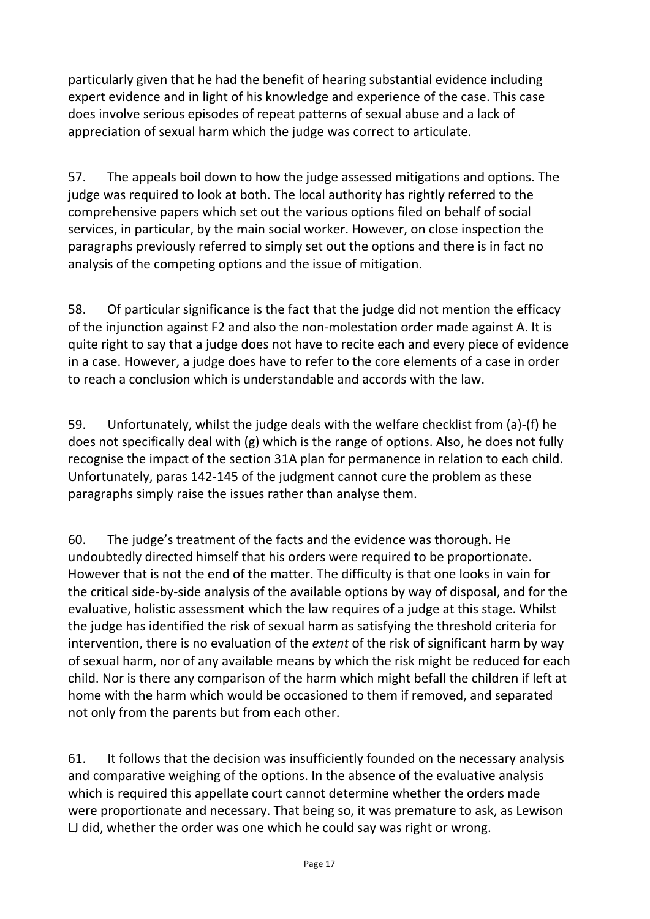particularly given that he had the benefit of hearing substantial evidence including expert evidence and in light of his knowledge and experience of the case. This case does involve serious episodes of repeat patterns of sexual abuse and a lack of appreciation of sexual harm which the judge was correct to articulate.

57. The appeals boil down to how the judge assessed mitigations and options. The judge was required to look at both. The local authority has rightly referred to the comprehensive papers which set out the various options filed on behalf of social services, in particular, by the main social worker. However, on close inspection the paragraphs previously referred to simply set out the options and there is in fact no analysis of the competing options and the issue of mitigation.

58. Of particular significance is the fact that the judge did not mention the efficacy of the injunction against F2 and also the non-molestation order made against A. It is quite right to say that a judge does not have to recite each and every piece of evidence in a case. However, a judge does have to refer to the core elements of a case in order to reach a conclusion which is understandable and accords with the law.

59. Unfortunately, whilst the judge deals with the welfare checklist from (a)-(f) he does not specifically deal with (g) which is the range of options. Also, he does not fully recognise the impact of the section 31A plan for permanence in relation to each child. Unfortunately, paras 142-145 of the judgment cannot cure the problem as these paragraphs simply raise the issues rather than analyse them.

60. The judge's treatment of the facts and the evidence was thorough. He undoubtedly directed himself that his orders were required to be proportionate. However that is not the end of the matter. The difficulty is that one looks in vain for the critical side-by-side analysis of the available options by way of disposal, and for the evaluative, holistic assessment which the law requires of a judge at this stage. Whilst the judge has identified the risk of sexual harm as satisfying the threshold criteria for intervention, there is no evaluation of the *extent* of the risk of significant harm by way of sexual harm, nor of any available means by which the risk might be reduced for each child. Nor is there any comparison of the harm which might befall the children if left at home with the harm which would be occasioned to them if removed, and separated not only from the parents but from each other.

61. It follows that the decision was insufficiently founded on the necessary analysis and comparative weighing of the options. In the absence of the evaluative analysis which is required this appellate court cannot determine whether the orders made were proportionate and necessary. That being so, it was premature to ask, as Lewison LJ did, whether the order was one which he could say was right or wrong.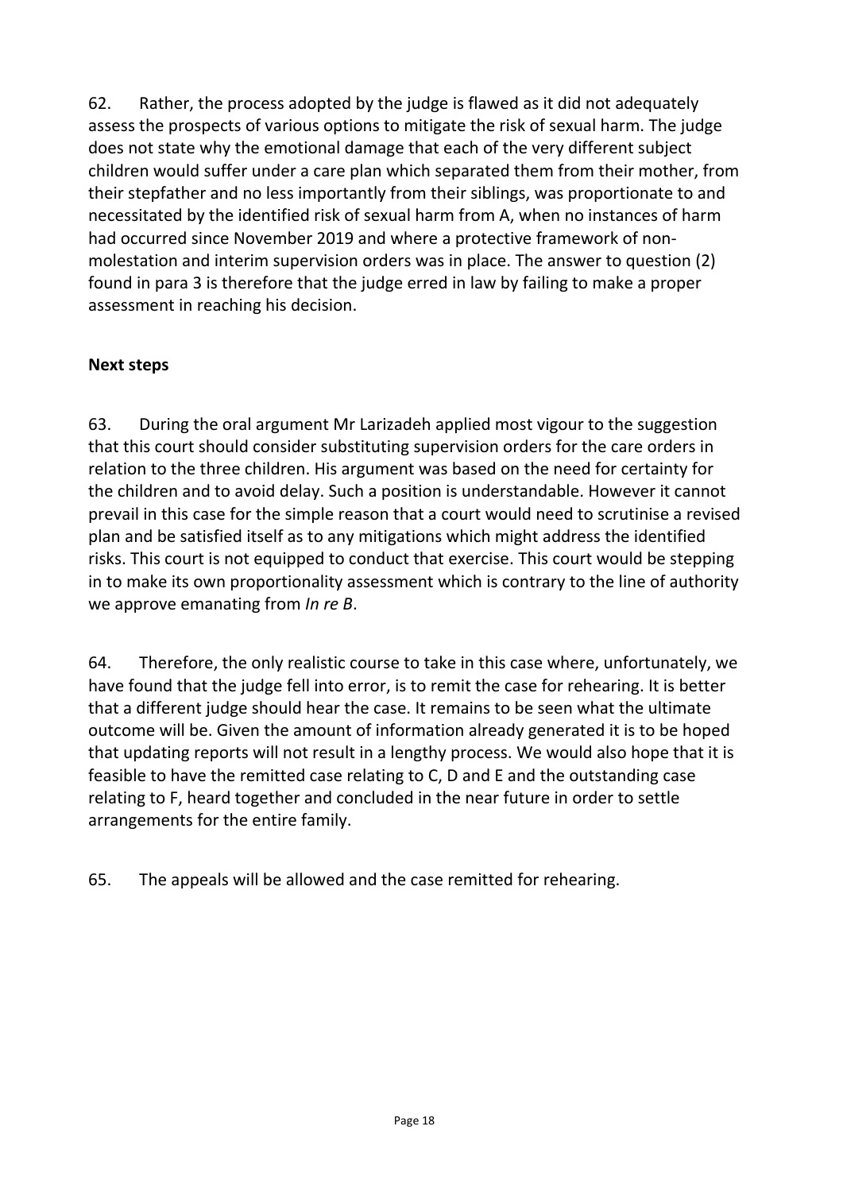62. Rather, the process adopted by the judge is flawed as it did not adequately assess the prospects of various options to mitigate the risk of sexual harm. The judge does not state why the emotional damage that each of the very different subject children would suffer under a care plan which separated them from their mother, from their stepfather and no less importantly from their siblings, was proportionate to and necessitated by the identified risk of sexual harm from A, when no instances of harm had occurred since November 2019 and where a protective framework of non-molestation and interim supervision orders was in place. The answer to question (2) found in para 3 is therefore that the judge erred in law by failing to make a proper assessment in reaching his decision.

**Next steps**

63. During the oral argument Mr Larizadeh applied most vigour to the suggestion that this court should consider substituting supervision orders for the care orders in relation to the three children. His argument was based on the need for certainty for the children and to avoid delay. Such a position is understandable. However it cannot prevail in this case for the simple reason that a court would need to scrutinise a revised plan and be satisfied itself as to any mitigations which might address the identified risks. This court is not equipped to conduct that exercise. This court would be stepping in to make its own proportionality assessment which is contrary to the line of authority we approve emanating from *In re B*.

64. Therefore, the only realistic course to take in this case where, unfortunately, we have found that the judge fell into error, is to remit the case for rehearing. It is better that a different judge should hear the case. It remains to be seen what the ultimate outcome will be. Given the amount of information already generated it is to be hoped that updating reports will not result in a lengthy process. We would also hope that it is feasible to have the remitted case relating to C, D and E and the outstanding case relating to F, heard together and concluded in the near future in order to settle arrangements for the entire family.

65. The appeals will be allowed and the case remitted for rehearing.